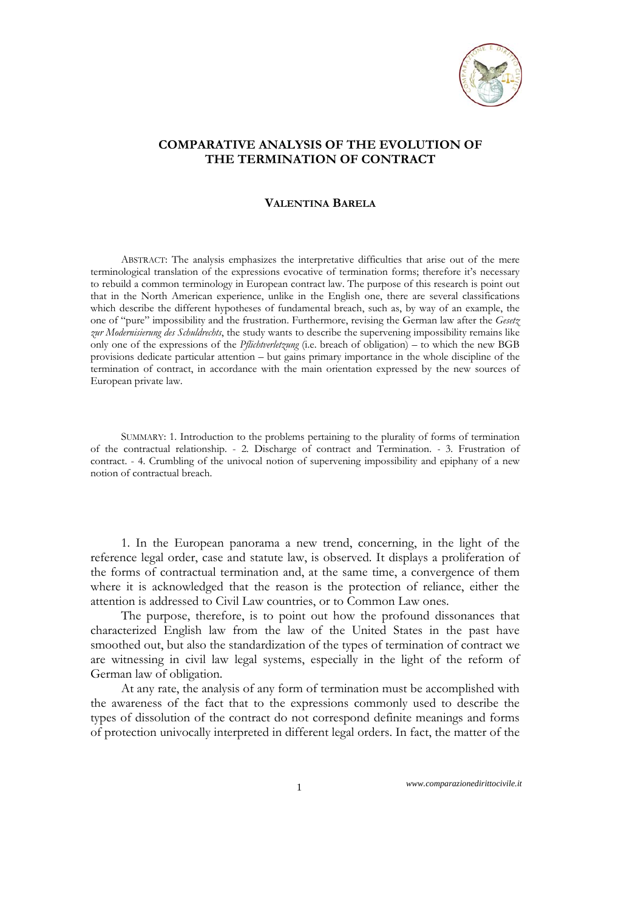# COMPARATIVE ANALYSIS OF THE EVOLUTION OF THE TERMINATION OF CONTRACT

## VALENTINA BARELA

ABSTRACT: The analysis emphasizes the interpretative difficulties that arise out of the mere terminological translation of the expressions evocative of termination forms; therefore it's necessary to rebuild a common terminology in European contract law. The purpose of this research is point out that in the North American experience, unlike in the English one, there are several classifications which describe the different hypotheses of fundamental breach, such as, by way of an example, the one of "pure" impossibility and the frustration. Furthermore, revising the German law after the *Gesetz zur Modernisierung des Schuldrechts*, the study wants to describe the supervening impossibility remains like only one of the expressions of the *Pflichtverletzung* (i.e. breach of obligation) – to which the new BGB provisions dedicate particular attention – but gains primary importance in the whole discipline of the termination of contract, in accordance with the main orientation expressed by the new sources of European private law.

SUMMARY: 1. Introduction to the problems pertaining to the plurality of forms of termination of the contractual relationship. - 2. Discharge of contract and Termination. - 3. Frustration of contract. - 4. Crumbling of the univocal notion of supervening impossibility and epiphany of a new notion of contractual breach.

1. In the European panorama a new trend, concerning, in the light of the reference legal order, case and statute law, is observed. It displays a proliferation of the forms of contractual termination and, at the same time, a convergence of them where it is acknowledged that the reason is the protection of reliance, either the attention is addressed to Civil Law countries, or to Common Law ones.

The purpose, therefore, is to point out how the profound dissonances that characterized English law from the law of the United States in the past have smoothed out, but also the standardization of the types of termination of contract we are witnessing in civil law legal systems, especially in the light of the reform of German law of obligation.

At any rate, the analysis of any form of termination must be accomplished with the awareness of the fact that to the expressions commonly used to describe the types of dissolution of the contract do not correspond definite meanings and forms of protection univocally interpreted in different legal orders. In fact, the matter of the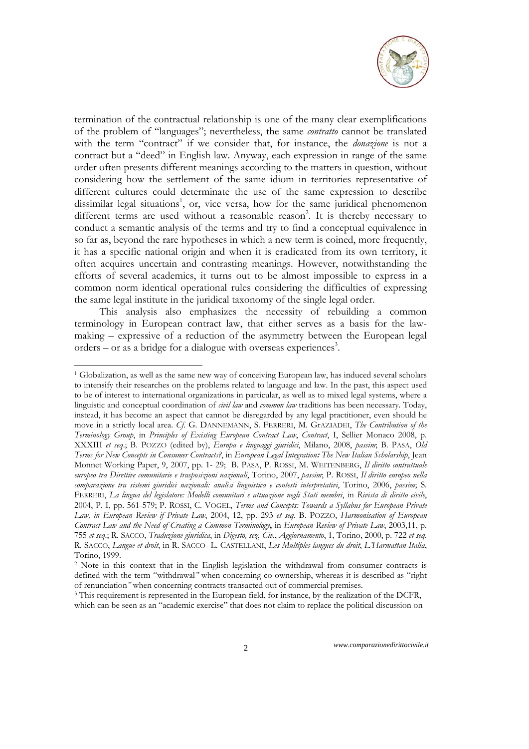termination of the contractual relationship is one of the many clear exemplifications of the problem of "languages"; nevertheless, the same *contratto* cannot be translated with the term "contract" if we consider that, for instance, the *donazione* is not a contract but a "deed" in English law. Anyway, each expression in range of the same order often presents different meanings according to the matters in question, without considering how the settlement of the same idiom in territories representative of different cultures could determinate the use of the same expression to describe dissimilar legal situations[1], or, vice versa, how for the same juridical phenomenon different terms are used without a reasonable reason[2]. It is thereby necessary to conduct a semantic analysis of the terms and try to find a conceptual equivalence in so far as, beyond the rare hypotheses in which a new term is coined, more frequently, it has a specific national origin and when it is eradicated from its own territory, it often acquires uncertain and contrasting meanings. However, notwithstanding the efforts of several academics, it turns out to be almost impossible to express in a common norm identical operational rules considering the difficulties of expressing the same legal institute in the juridical taxonomy of the single legal order.

This analysis also emphasizes the necessity of rebuilding a common terminology in European contract law, that either serves as a basis for the law-making – expressive of a reduction of the asymmetry between the European legal orders – or as a bridge for a dialogue with overseas experiences[3].

---

[1] Globalization, as well as the same new way of conceiving European law, has induced several scholars to intensify their researches on the problems related to language and law. In the past, this aspect used to be of interest to international organizations in particular, as well as to mixed legal systems, where a linguistic and conceptual coordination of *civil law* and *common law* traditions has been necessary. Today, instead, it has become an aspect that cannot be disregarded by any legal practitioner, even should he move in a strictly local area. *Cf.* G. DANNEMANN, S. FERRERI, M. GRAZIADEI, *The Contribution of the Terminology Group*, in *Principles of Existing European Contract Law*, *Contract*, I, Sellier Monaco 2008, p. XXXIII *et seq*.; B. POZZO (edited by), *Europa e linguaggi giuridici*, Milano, 2008, *passim*; B. PASA, *Old Terms for New Concepts in Consumer Contracts?*, in *European Legal Integration: The New Italian Scholarship*, Jean Monnet Working Paper, 9, 2007, pp. 1- 29; B. PASA, P. ROSSI, M. WEITENBERG, *Il diritto contrattuale europeo tra Direttive comunitarie e trasposizioni nazionali*, Torino, 2007, *passim*; P. ROSSI, *Il diritto europeo nella comparazione tra sistemi giuridici nazionali: analisi linguistica e contesti interpretativi*, Torino, 2006, *passim*; S. FERRERI, *La lingua del legislatore: Modelli comunitari e attuazione negli Stati membri*, in *Rivista di diritto civile*, 2004, P. I, pp. 561-579; P. ROSSI, C. VOGEL, *Terms and Concepts: Towards a Syllabus for European Private Law, in European Review if Private Law*, 2004, 12, pp. 293 *et seq*. B. POZZO, *Harmonisation of European Contract Law and the Need of Creating a Common Terminology*, in *European Review of Private Law*, 2003,11, p. 755 *et seq*.; R. SACCO, *Traduzione giuridica*, in *Digesto, sez. Civ.*, *Aggiornamento*, 1, Torino, 2000, p. 722 *et seq*. R. SACCO, *Langue et droit*, in R. SACCO- L. CASTELLANI, *Les Multiples langues du droit*, *L'Harmattan Italia*, Torino, 1999.

[2] Note in this context that in the English legislation the withdrawal from consumer contracts is defined with the term "withdrawal" when concerning co-ownership, whereas it is described as "right of renunciation" when concerning contracts transacted out of commercial premises.

[3] This requirement is represented in the European field, for instance, by the realization of the DCFR, which can be seen as an "academic exercise" that does not claim to replace the political discussion on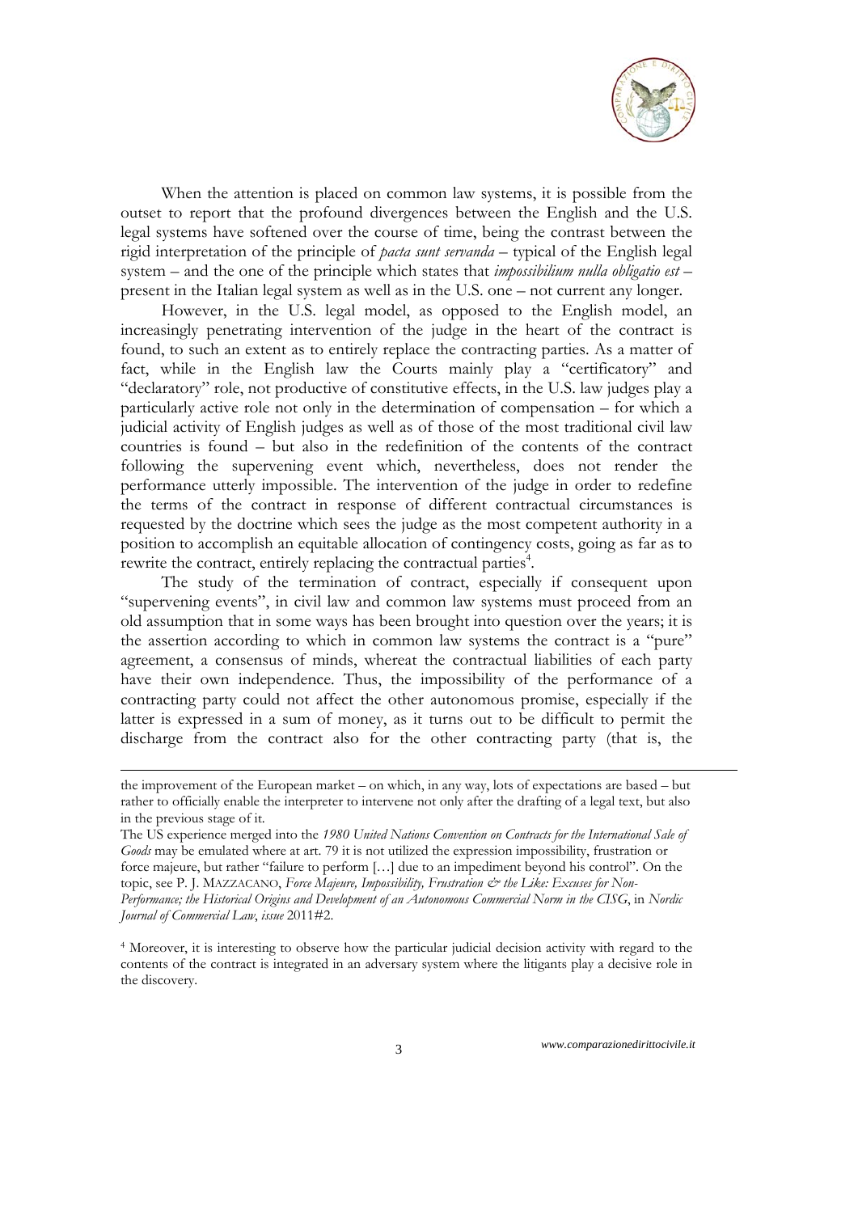When the attention is placed on common law systems, it is possible from the outset to report that the profound divergences between the English and the U.S. legal systems have softened over the course of time, being the contrast between the rigid interpretation of the principle of *pacta sunt servanda* – typical of the English legal system – and the one of the principle which states that *impossibilium nulla obligatio est* – present in the Italian legal system as well as in the U.S. one – not current any longer.

However, in the U.S. legal model, as opposed to the English model, an increasingly penetrating intervention of the judge in the heart of the contract is found, to such an extent as to entirely replace the contracting parties. As a matter of fact, while in the English law the Courts mainly play a "certificatory" and "declaratory" role, not productive of constitutive effects, in the U.S. law judges play a particularly active role not only in the determination of compensation – for which a judicial activity of English judges as well as of those of the most traditional civil law countries is found – but also in the redefinition of the contents of the contract following the supervening event which, nevertheless, does not render the performance utterly impossible. The intervention of the judge in order to redefine the terms of the contract in response of different contractual circumstances is requested by the doctrine which sees the judge as the most competent authority in a position to accomplish an equitable allocation of contingency costs, going as far as to rewrite the contract, entirely replacing the contractual parties[4].

The study of the termination of contract, especially if consequent upon "supervening events", in civil law and common law systems must proceed from an old assumption that in some ways has been brought into question over the years; it is the assertion according to which in common law systems the contract is a "pure" agreement, a consensus of minds, whereat the contractual liabilities of each party have their own independence. Thus, the impossibility of the performance of a contracting party could not affect the other autonomous promise, especially if the latter is expressed in a sum of money, as it turns out to be difficult to permit the discharge from the contract also for the other contracting party (that is, the

---

the improvement of the European market – on which, in any way, lots of expectations are based – but rather to officially enable the interpreter to intervene not only after the drafting of a legal text, but also in the previous stage of it.

The US experience merged into the *1980 United Nations Convention on Contracts for the International Sale of Goods* may be emulated where at art. 79 it is not utilized the expression impossibility, frustration or force majeure, but rather "failure to perform […] due to an impediment beyond his control". On the topic, see P. J. MAZZACANO, *Force Majeure, Impossibility, Frustration & the Like: Excuses for Non-Performance; the Historical Origins and Development of an Autonomous Commercial Norm in the CISG*, in *Nordic Journal of Commercial Law*, *issue* 2011#2.

[4] Moreover, it is interesting to observe how the particular judicial decision activity with regard to the contents of the contract is integrated in an adversary system where the litigants play a decisive role in the discovery.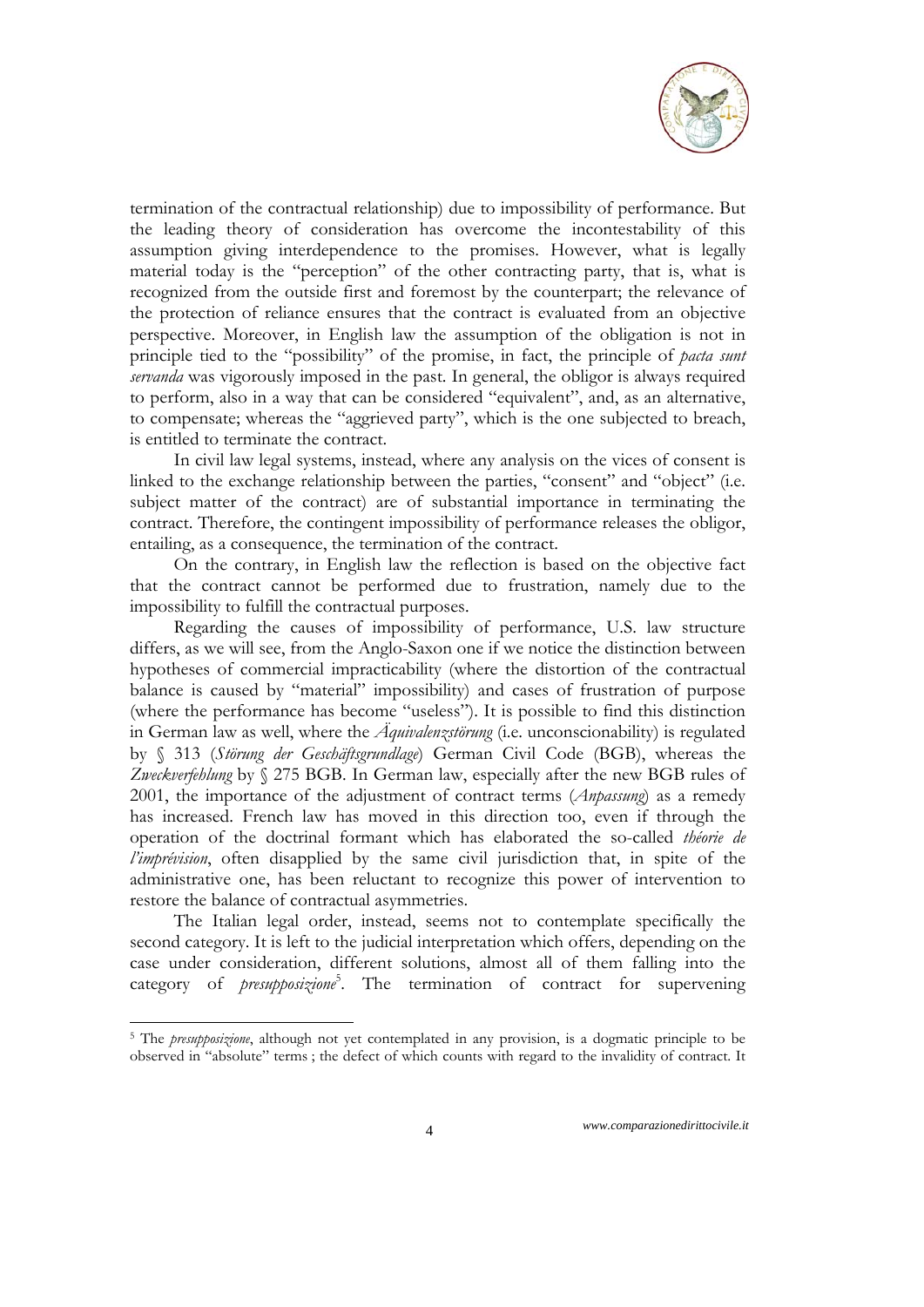termination of the contractual relationship) due to impossibility of performance. But the leading theory of consideration has overcome the incontestability of this assumption giving interdependence to the promises. However, what is legally material today is the "perception" of the other contracting party, that is, what is recognized from the outside first and foremost by the counterpart; the relevance of the protection of reliance ensures that the contract is evaluated from an objective perspective. Moreover, in English law the assumption of the obligation is not in principle tied to the "possibility" of the promise, in fact, the principle of *pacta sunt servanda* was vigorously imposed in the past. In general, the obligor is always required to perform, also in a way that can be considered "equivalent", and, as an alternative, to compensate; whereas the "aggrieved party", which is the one subjected to breach, is entitled to terminate the contract.

In civil law legal systems, instead, where any analysis on the vices of consent is linked to the exchange relationship between the parties, "consent" and "object" (i.e. subject matter of the contract) are of substantial importance in terminating the contract. Therefore, the contingent impossibility of performance releases the obligor, entailing, as a consequence, the termination of the contract.

On the contrary, in English law the reflection is based on the objective fact that the contract cannot be performed due to frustration, namely due to the impossibility to fulfill the contractual purposes.

Regarding the causes of impossibility of performance, U.S. law structure differs, as we will see, from the Anglo-Saxon one if we notice the distinction between hypotheses of commercial impracticability (where the distortion of the contractual balance is caused by "material" impossibility) and cases of frustration of purpose (where the performance has become "useless"). It is possible to find this distinction in German law as well, where the *Äquivalenzstörung* (i.e. unconscionability) is regulated by § 313 (*Störung der Geschäftsgrundlage*) German Civil Code (BGB), whereas the *Zweckverfehlung* by § 275 BGB. In German law, especially after the new BGB rules of 2001, the importance of the adjustment of contract terms (*Anpassung*) as a remedy has increased. French law has moved in this direction too, even if through the operation of the doctrinal formant which has elaborated the so-called *théorie de l'imprévision*, often disapplied by the same civil jurisdiction that, in spite of the administrative one, has been reluctant to recognize this power of intervention to restore the balance of contractual asymmetries.

The Italian legal order, instead, seems not to contemplate specifically the second category. It is left to the judicial interpretation which offers, depending on the case under consideration, different solutions, almost all of them falling into the category of *presupposizione*[5]. The termination of contract for supervening

---

[5] The *presupposizione*, although not yet contemplated in any provision, is a dogmatic principle to be observed in "absolute" terms ; the defect of which counts with regard to the invalidity of contract. It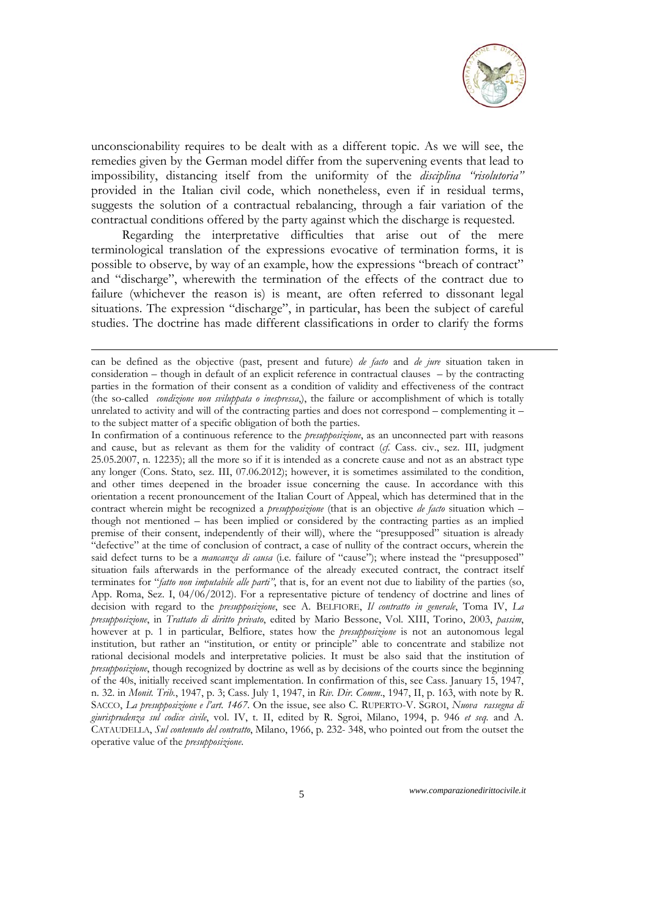unconscionability requires to be dealt with as a different topic. As we will see, the remedies given by the German model differ from the supervening events that lead to impossibility, distancing itself from the uniformity of the *disciplina "risolutoria"* provided in the Italian civil code, which nonetheless, even if in residual terms, suggests the solution of a contractual rebalancing, through a fair variation of the contractual conditions offered by the party against which the discharge is requested.

Regarding the interpretative difficulties that arise out of the mere terminological translation of the expressions evocative of termination forms, it is possible to observe, by way of an example, how the expressions "breach of contract" and "discharge", wherewith the termination of the effects of the contract due to failure (whichever the reason is) is meant, are often referred to dissonant legal situations. The expression "discharge", in particular, has been the subject of careful studies. The doctrine has made different classifications in order to clarify the forms

---

can be defined as the objective (past, present and future) *de facto* and *de jure* situation taken in consideration – though in default of an explicit reference in contractual clauses – by the contracting parties in the formation of their consent as a condition of validity and effectiveness of the contract (the so-called *condizione non sviluppata o inespressa*,), the failure or accomplishment of which is totally unrelated to activity and will of the contracting parties and does not correspond – complementing it – to the subject matter of a specific obligation of both the parties.

In confirmation of a continuous reference to the *presupposizione*, as an unconnected part with reasons and cause, but as relevant as them for the validity of contract (*cf.* Cass. civ., sez. III, judgment 25.05.2007, n. 12235); all the more so if it is intended as a concrete cause and not as an abstract type any longer (Cons. Stato, sez. III, 07.06.2012); however, it is sometimes assimilated to the condition, and other times deepened in the broader issue concerning the cause. In accordance with this orientation a recent pronouncement of the Italian Court of Appeal, which has determined that in the contract wherein might be recognized a *presupposizione* (that is an objective *de facto* situation which – though not mentioned – has been implied or considered by the contracting parties as an implied premise of their consent, independently of their will), where the "presupposed" situation is already "defective" at the time of conclusion of contract, a case of nullity of the contract occurs, wherein the said defect turns to be a *mancanza di causa* (i.e. failure of "cause"); where instead the "presupposed" situation fails afterwards in the performance of the already executed contract, the contract itself terminates for "*fatto non imputabile alle parti*", that is, for an event not due to liability of the parties (so, App. Roma, Sez. I, 04/06/2012). For a representative picture of tendency of doctrine and lines of decision with regard to the *presupposizione*, see A. BELFIORE, *Il contratto in generale*, Toma IV, *La presupposizione*, in *Trattato di diritto privato*, edited by Mario Bessone, Vol. XIII, Torino, 2003, *passim*, however at p. 1 in particular, Belfiore, states how the *presupposizione* is not an autonomous legal institution, but rather an "institution, or entity or principle" able to concentrate and stabilize not rational decisional models and interpretative policies. It must be also said that the institution of *presupposizione*, though recognized by doctrine as well as by decisions of the courts since the beginning of the 40s, initially received scant implementation. In confirmation of this, see Cass. January 15, 1947, n. 32. in *Monit. Trib.*, 1947, p. 3; Cass. July 1, 1947, in *Riv. Dir. Comm.*, 1947, II, p. 163, with note by R. SACCO, *La presupposizione e l'art. 1467*. On the issue, see also C. RUPERTO-V. SGROI, *Nuova rassegna di giurisprudenza sul codice civile*, vol. IV, t. II, edited by R. Sgroi, Milano, 1994, p. 946 *et seq.* and A. CATAUDELLA, *Sul contenuto del contratto*, Milano, 1966, p. 232- 348, who pointed out from the outset the operative value of the *presupposizione*.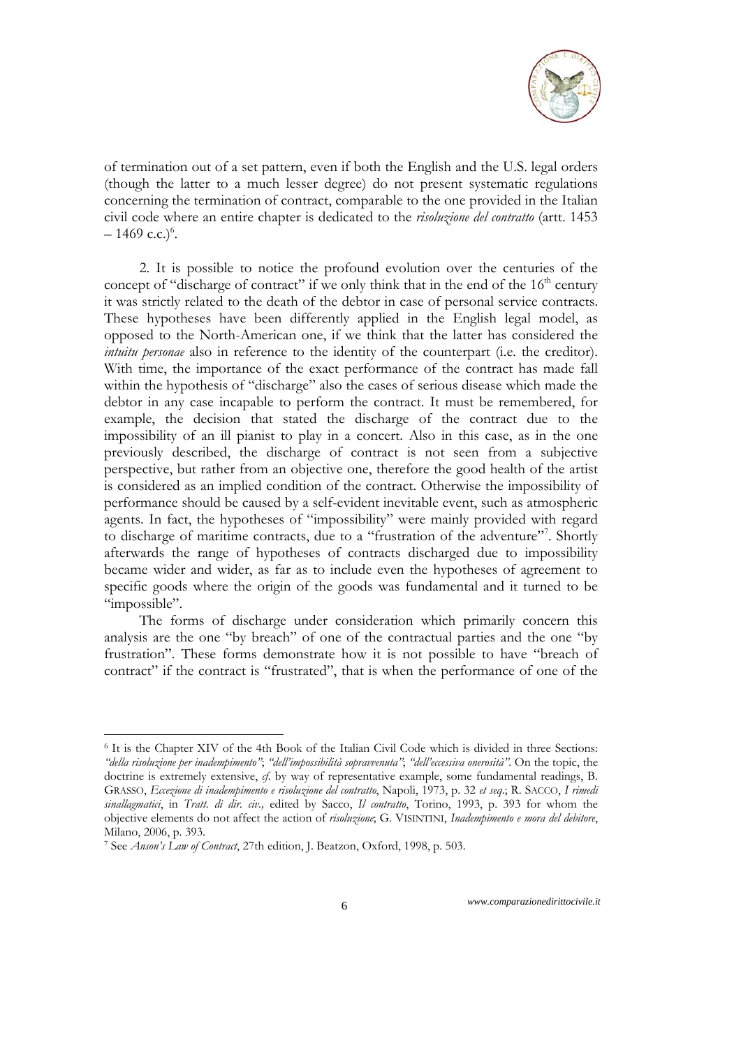of termination out of a set pattern, even if both the English and the U.S. legal orders (though the latter to a much lesser degree) do not present systematic regulations concerning the termination of contract, comparable to the one provided in the Italian civil code where an entire chapter is dedicated to the *risoluzione del contratto* (artt. 1453 – 1469 c.c.)[6].

2. It is possible to notice the profound evolution over the centuries of the concept of "discharge of contract" if we only think that in the end of the $16^{th}$ century it was strictly related to the death of the debtor in case of personal service contracts. These hypotheses have been differently applied in the English legal model, as opposed to the North-American one, if we think that the latter has considered the *intuitu personae* also in reference to the identity of the counterpart (i.e. the creditor). With time, the importance of the exact performance of the contract has made fall within the hypothesis of "discharge" also the cases of serious disease which made the debtor in any case incapable to perform the contract. It must be remembered, for example, the decision that stated the discharge of the contract due to the impossibility of an ill pianist to play in a concert. Also in this case, as in the one previously described, the discharge of contract is not seen from a subjective perspective, but rather from an objective one, therefore the good health of the artist is considered as an implied condition of the contract. Otherwise the impossibility of performance should be caused by a self-evident inevitable event, such as atmospheric agents. In fact, the hypotheses of "impossibility" were mainly provided with regard to discharge of maritime contracts, due to a "frustration of the adventure"[7]. Shortly afterwards the range of hypotheses of contracts discharged due to impossibility became wider and wider, as far as to include even the hypotheses of agreement to specific goods where the origin of the goods was fundamental and it turned to be "impossible".

The forms of discharge under consideration which primarily concern this analysis are the one "by breach" of one of the contractual parties and the one "by frustration". These forms demonstrate how it is not possible to have "breach of contract" if the contract is "frustrated", that is when the performance of one of the

---

[6] It is the Chapter XIV of the 4th Book of the Italian Civil Code which is divided in three Sections: *"della risoluzione per inadempimento"*; *"dell'impossibilità sopravvenuta"*; *"dell'eccessiva onerosità"*. On the topic, the doctrine is extremely extensive, *cf.* by way of representative example, some fundamental readings, B. GRASSO, *Eccezione di inadempimento e risoluzione del contratto*, Napoli, 1973, p. 32 *et seq.*; R. SACCO, *I rimedi sinallagmatici*, in *Tratt. di dir. civ.*, edited by Sacco, *Il contratto*, Torino, 1993, p. 393 for whom the objective elements do not affect the action of *risoluzione*; G. VISINTINI, *Inadempimento e mora del debitore*, Milano, 2006, p. 393.

[7] See *Anson's Law of Contract*, 27th edition, J. Beatzon, Oxford, 1998, p. 503.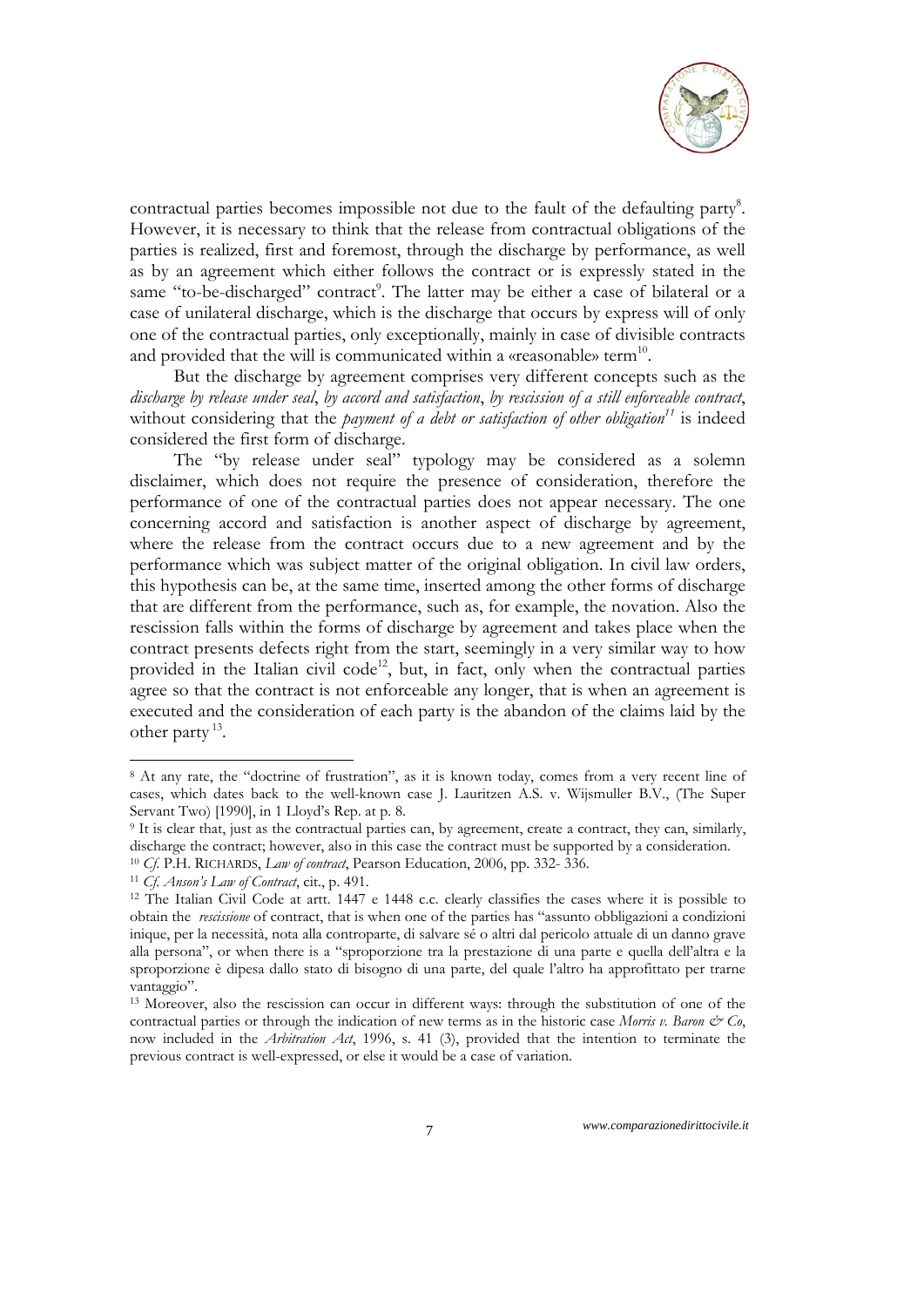contractual parties becomes impossible not due to the fault of the defaulting party[8]. However, it is necessary to think that the release from contractual obligations of the parties is realized, first and foremost, through the discharge by performance, as well as by an agreement which either follows the contract or is expressly stated in the same "to-be-discharged" contract[9]. The latter may be either a case of bilateral or a case of unilateral discharge, which is the discharge that occurs by express will of only one of the contractual parties, only exceptionally, mainly in case of divisible contracts and provided that the will is communicated within a «reasonable» term[10].

But the discharge by agreement comprises very different concepts such as the *discharge by release under seal*, *by accord and satisfaction*, *by rescission of a still enforceable contract*, without considering that the *payment of a debt or satisfaction of other obligation*[11] is indeed considered the first form of discharge.

The "by release under seal" typology may be considered as a solemn disclaimer, which does not require the presence of consideration, therefore the performance of one of the contractual parties does not appear necessary. The one concerning accord and satisfaction is another aspect of discharge by agreement, where the release from the contract occurs due to a new agreement and by the performance which was subject matter of the original obligation. In civil law orders, this hypothesis can be, at the same time, inserted among the other forms of discharge that are different from the performance, such as, for example, the novation. Also the rescission falls within the forms of discharge by agreement and takes place when the contract presents defects right from the start, seemingly in a very similar way to how provided in the Italian civil code[12], but, in fact, only when the contractual parties agree so that the contract is not enforceable any longer, that is when an agreement is executed and the consideration of each party is the abandon of the claims laid by the other party[13].

---

[8] At any rate, the "doctrine of frustration", as it is known today, comes from a very recent line of cases, which dates back to the well-known case J. Lauritzen A.S. v. Wijsmuller B.V., (The Super Servant Two) [1990], in 1 Lloyd's Rep. at p. 8.

[9] It is clear that, just as the contractual parties can, by agreement, create a contract, they can, similarly, discharge the contract; however, also in this case the contract must be supported by a consideration.

[10] *Cf.* P.H. RICHARDS, *Law of contract*, Pearson Education, 2006, pp. 332- 336.

[11] *Cf. Anson's Law of Contract*, cit., p. 491.

[12] The Italian Civil Code at artt. 1447 e 1448 c.c. clearly classifies the cases where it is possible to obtain the *rescissione* of contract, that is when one of the parties has "assunto obbligazioni a condizioni inique, per la necessità, nota alla controparte, di salvare sé o altri dal pericolo attuale di un danno grave alla persona", or when there is a "sproporzione tra la prestazione di una parte e quella dell'altra e la sproporzione è dipesa dallo stato di bisogno di una parte, del quale l'altro ha approfittato per trarne vantaggio".

[13] Moreover, also the rescission can occur in different ways: through the substitution of one of the contractual parties or through the indication of new terms as in the historic case *Morris v. Baron & Co*, now included in the *Arbitration Act*, 1996, s. 41 (3), provided that the intention to terminate the previous contract is well-expressed, or else it would be a case of variation.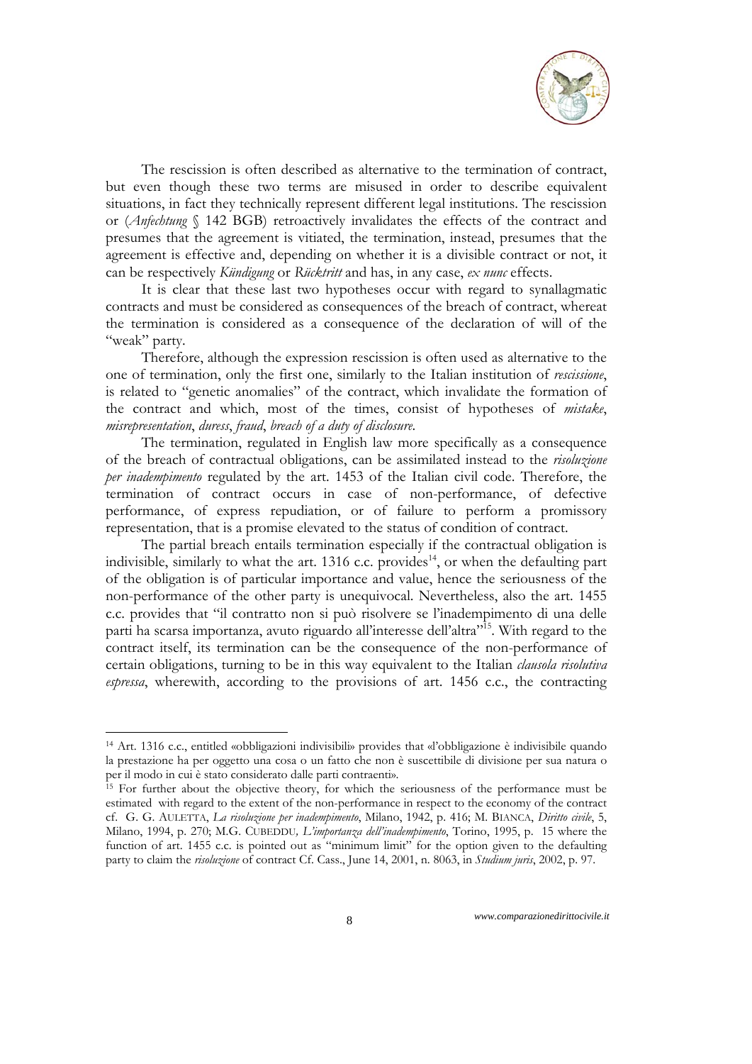The rescission is often described as alternative to the termination of contract, but even though these two terms are misused in order to describe equivalent situations, in fact they technically represent different legal institutions. The rescission or (*Anfechtung* § 142 BGB) retroactively invalidates the effects of the contract and presumes that the agreement is vitiated, the termination, instead, presumes that the agreement is effective and, depending on whether it is a divisible contract or not, it can be respectively *Kündigung* or *Rücktritt* and has, in any case, *ex nunc* effects.

It is clear that these last two hypotheses occur with regard to synallagmatic contracts and must be considered as consequences of the breach of contract, whereat the termination is considered as a consequence of the declaration of will of the "weak" party.

Therefore, although the expression rescission is often used as alternative to the one of termination, only the first one, similarly to the Italian institution of *rescissione*, is related to "genetic anomalies" of the contract, which invalidate the formation of the contract and which, most of the times, consist of hypotheses of *mistake*, *misrepresentation*, *duress*, *fraud*, *breach of a duty of disclosure*.

The termination, regulated in English law more specifically as a consequence of the breach of contractual obligations, can be assimilated instead to the *risoluzione per inadempimento* regulated by the art. 1453 of the Italian civil code. Therefore, the termination of contract occurs in case of non-performance, of defective performance, of express repudiation, or of failure to perform a promissory representation, that is a promise elevated to the status of condition of contract.

The partial breach entails termination especially if the contractual obligation is indivisible, similarly to what the art. 1316 c.c. provides[14], or when the defaulting part of the obligation is of particular importance and value, hence the seriousness of the non-performance of the other party is unequivocal. Nevertheless, also the art. 1455 c.c. provides that "il contratto non si può risolvere se l'inadempimento di una delle parti ha scarsa importanza, avuto riguardo all'interesse dell'altra"[15]. With regard to the contract itself, its termination can be the consequence of the non-performance of certain obligations, turning to be in this way equivalent to the Italian *clausola risolutiva espressa*, wherewith, according to the provisions of art. 1456 c.c., the contracting

---

[14] Art. 1316 c.c., entitled «obbligazioni indivisibili» provides that «l'obbligazione è indivisibile quando la prestazione ha per oggetto una cosa o un fatto che non è suscettibile di divisione per sua natura o per il modo in cui è stato considerato dalle parti contraenti».

[15] For further about the objective theory, for which the seriousness of the performance must be estimated with regard to the extent of the non-performance in respect to the economy of the contract cf. G. G. AULETTA, *La risoluzione per inadempimento*, Milano, 1942, p. 416; M. BIANCA, *Diritto civile*, 5, Milano, 1994, p. 270; M.G. CUBEDDU, *L'importanza dell'inadempimento*, Torino, 1995, p. 15 where the function of art. 1455 c.c. is pointed out as "minimum limit" for the option given to the defaulting party to claim the *risoluzione* of contract Cf. Cass., June 14, 2001, n. 8063, in *Studium juris*, 2002, p. 97.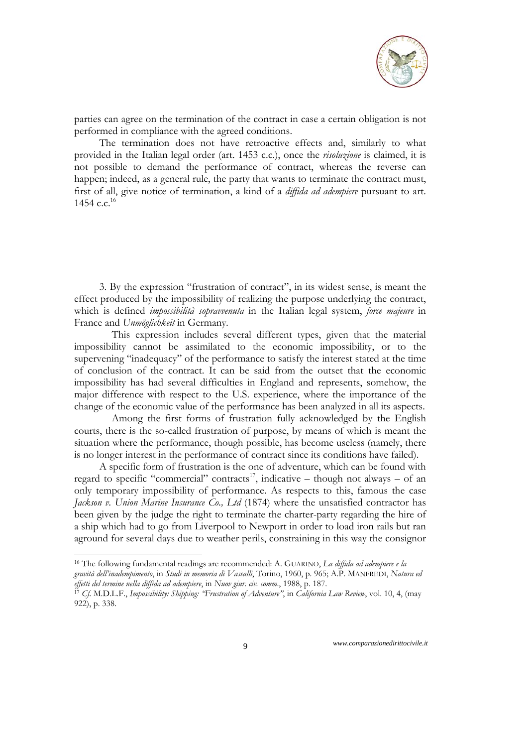parties can agree on the termination of the contract in case a certain obligation is not performed in compliance with the agreed conditions.

The termination does not have retroactive effects and, similarly to what provided in the Italian legal order (art. 1453 c.c.), once the *risoluzione* is claimed, it is not possible to demand the performance of contract, whereas the reverse can happen; indeed, as a general rule, the party that wants to terminate the contract must, first of all, give notice of termination, a kind of a *diffida ad adempiere* pursuant to art. 1454 c.c.[16]

3. By the expression "frustration of contract", in its widest sense, is meant the effect produced by the impossibility of realizing the purpose underlying the contract, which is defined *impossibilità sopravvenuta* in the Italian legal system, *force majeure* in France and *Unmöglichkeit* in Germany.

This expression includes several different types, given that the material impossibility cannot be assimilated to the economic impossibility, or to the supervening "inadequacy" of the performance to satisfy the interest stated at the time of conclusion of the contract. It can be said from the outset that the economic impossibility has had several difficulties in England and represents, somehow, the major difference with respect to the U.S. experience, where the importance of the change of the economic value of the performance has been analyzed in all its aspects.

Among the first forms of frustration fully acknowledged by the English courts, there is the so-called frustration of purpose, by means of which is meant the situation where the performance, though possible, has become useless (namely, there is no longer interest in the performance of contract since its conditions have failed).

A specific form of frustration is the one of adventure, which can be found with regard to specific "commercial" contracts[17], indicative – though not always – of an only temporary impossibility of performance. As respects to this, famous the case *Jackson v. Union Marine Insurance Co., Ltd* (1874) where the unsatisfied contractor has been given by the judge the right to terminate the charter-party regarding the hire of a ship which had to go from Liverpool to Newport in order to load iron rails but ran aground for several days due to weather perils, constraining in this way the consignor

---

[16] The following fundamental readings are recommended: A. GUARINO, *La diffida ad adempiere e la gravità dell'inadempimento*, in *Studi in memoria di Vassalli*, Torino, 1960, p. 965; A.P. MANFREDI, *Natura ed effetti del termine nella diffida ad adempiere*, in *Nuov giur. civ. comm*., 1988, p. 187.

[17] *Cf.* M.D.L.F., *Impossibility: Shipping: "Frustration of Adventure"*, in *California Law Review*, vol. 10, 4, (may 922), p. 338.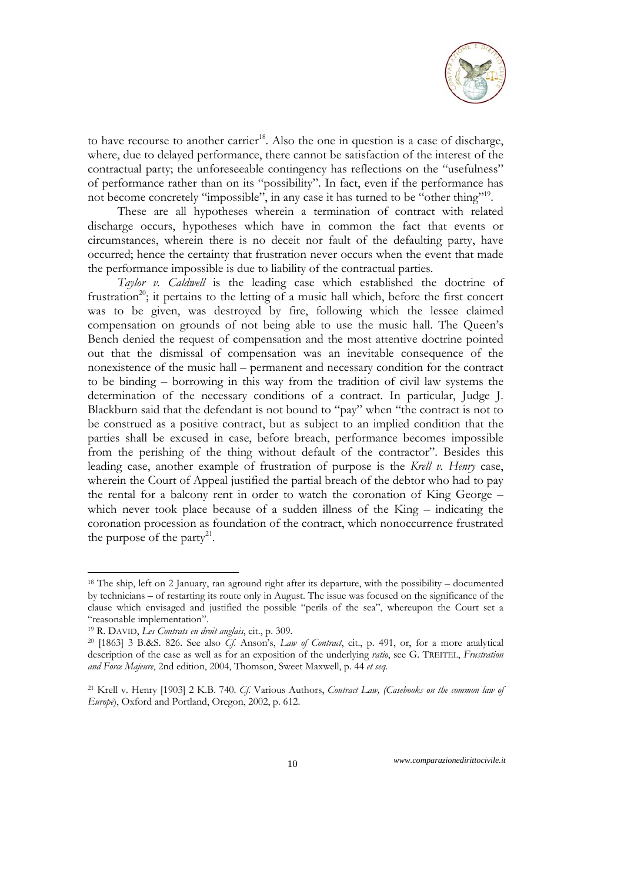to have recourse to another carrier[18]. Also the one in question is a case of discharge, where, due to delayed performance, there cannot be satisfaction of the interest of the contractual party; the unforeseeable contingency has reflections on the "usefulness" of performance rather than on its "possibility". In fact, even if the performance has not become concretely "impossible", in any case it has turned to be "other thing"[19].

These are all hypotheses wherein a termination of contract with related discharge occurs, hypotheses which have in common the fact that events or circumstances, wherein there is no deceit nor fault of the defaulting party, have occurred; hence the certainty that frustration never occurs when the event that made the performance impossible is due to liability of the contractual parties.

*Taylor v. Caldwell* is the leading case which established the doctrine of frustration[20]; it pertains to the letting of a music hall which, before the first concert was to be given, was destroyed by fire, following which the lessee claimed compensation on grounds of not being able to use the music hall. The Queen's Bench denied the request of compensation and the most attentive doctrine pointed out that the dismissal of compensation was an inevitable consequence of the nonexistence of the music hall – permanent and necessary condition for the contract to be binding – borrowing in this way from the tradition of civil law systems the determination of the necessary conditions of a contract. In particular, Judge J. Blackburn said that the defendant is not bound to "pay" when "the contract is not to be construed as a positive contract, but as subject to an implied condition that the parties shall be excused in case, before breach, performance becomes impossible from the perishing of the thing without default of the contractor". Besides this leading case, another example of frustration of purpose is the *Krell v. Henry* case, wherein the Court of Appeal justified the partial breach of the debtor who had to pay the rental for a balcony rent in order to watch the coronation of King George – which never took place because of a sudden illness of the King – indicating the coronation procession as foundation of the contract, which nonoccurrence frustrated the purpose of the party[21].

---

[18] The ship, left on 2 January, ran aground right after its departure, with the possibility – documented by technicians – of restarting its route only in August. The issue was focused on the significance of the clause which envisaged and justified the possible "perils of the sea", whereupon the Court set a "reasonable implementation".

[19] R. DAVID, *Les Contrats en droit anglais*, cit., p. 309.

[20] [1863] 3 B.&S. 826. See also *Cf.* Anson's, *Law of Contract*, cit., p. 491, or, for a more analytical description of the case as well as for an exposition of the underlying *ratio*, see G. TREITEL, *Frustration and Force Majeure*, 2nd edition, 2004, Thomson, Sweet Maxwell, p. 44 *et seq*.

[21] Krell v. Henry [1903] 2 K.B. 740. *Cf.* Various Authors, *Contract Law, (Casebooks on the common law of Europe)*, Oxford and Portland, Oregon, 2002, p. 612.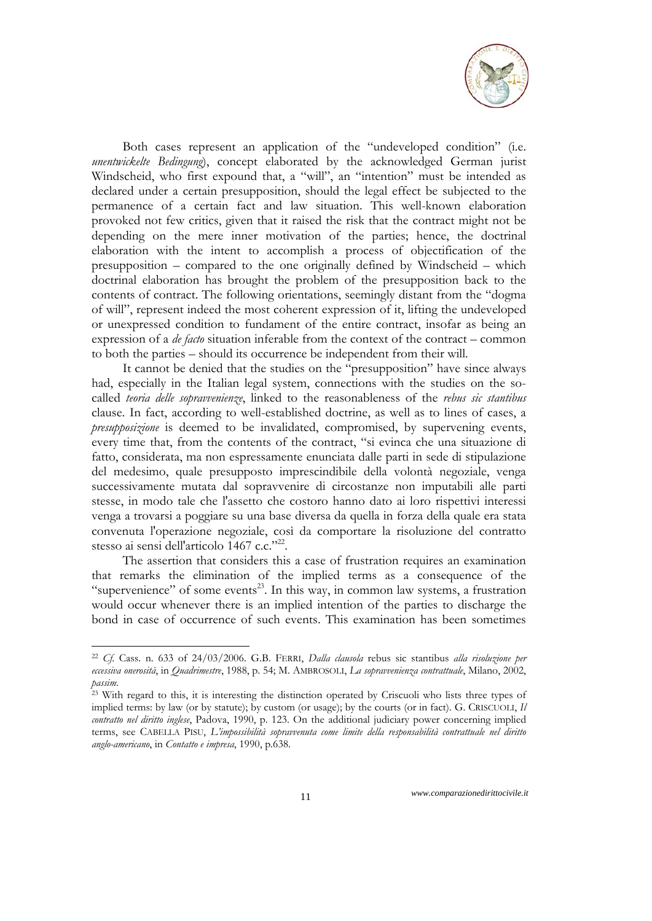Both cases represent an application of the "undeveloped condition" (i.e. *unentwickelte Bedingung*), concept elaborated by the acknowledged German jurist Windscheid, who first expound that, a "will", an "intention" must be intended as declared under a certain presupposition, should the legal effect be subjected to the permanence of a certain fact and law situation. This well-known elaboration provoked not few critics, given that it raised the risk that the contract might not be depending on the mere inner motivation of the parties; hence, the doctrinal elaboration with the intent to accomplish a process of objectification of the presupposition – compared to the one originally defined by Windscheid – which doctrinal elaboration has brought the problem of the presupposition back to the contents of contract. The following orientations, seemingly distant from the "dogma of will", represent indeed the most coherent expression of it, lifting the undeveloped or unexpressed condition to fundament of the entire contract, insofar as being an expression of a *de facto* situation inferable from the context of the contract – common to both the parties – should its occurrence be independent from their will.

It cannot be denied that the studies on the "presupposition" have since always had, especially in the Italian legal system, connections with the studies on the so-called *teoria delle sopravvenienze*, linked to the reasonableness of the *rebus sic stantibus* clause. In fact, according to well-established doctrine, as well as to lines of cases, a *presupposizione* is deemed to be invalidated, compromised, by supervening events, every time that, from the contents of the contract, "si evinca che una situazione di fatto, considerata, ma non espressamente enunciata dalle parti in sede di stipulazione del medesimo, quale presupposto imprescindibile della volontà negoziale, venga successivamente mutata dal sopravvenire di circostanze non imputabili alle parti stesse, in modo tale che l'assetto che costoro hanno dato ai loro rispettivi interessi venga a trovarsi a poggiare su una base diversa da quella in forza della quale era stata convenuta l'operazione negoziale, così da comportare la risoluzione del contratto stesso ai sensi dell'articolo 1467 c.c."[22].

The assertion that considers this a case of frustration requires an examination that remarks the elimination of the implied terms as a consequence of the "supervenience" of some events[23]. In this way, in common law systems, a frustration would occur whenever there is an implied intention of the parties to discharge the bond in case of occurrence of such events. This examination has been sometimes

---

[22] *Cf.* Cass. n. 633 of 24/03/2006. G.B. FERRI, *Dalla clausola* rebus sic stantibus *alla risoluzione per eccessiva onerosità*, in *Quadrimestre*, 1988, p. 54; M. AMBROSOLI, *La sopravvenienza contrattuale*, Milano, 2002, *passim*.

[23] With regard to this, it is interesting the distinction operated by Criscuoli who lists three types of implied terms: by law (or by statute); by custom (or usage); by the courts (or in fact). G. CRISCUOLI, *Il contratto nel diritto inglese*, Padova, 1990, p. 123. On the additional judiciary power concerning implied terms, see CABELLA PISU, *L'impossibilità sopravvenuta come limite della responsabilità contrattuale nel diritto anglo-americano*, in *Contatto e impresa*, 1990, p.638.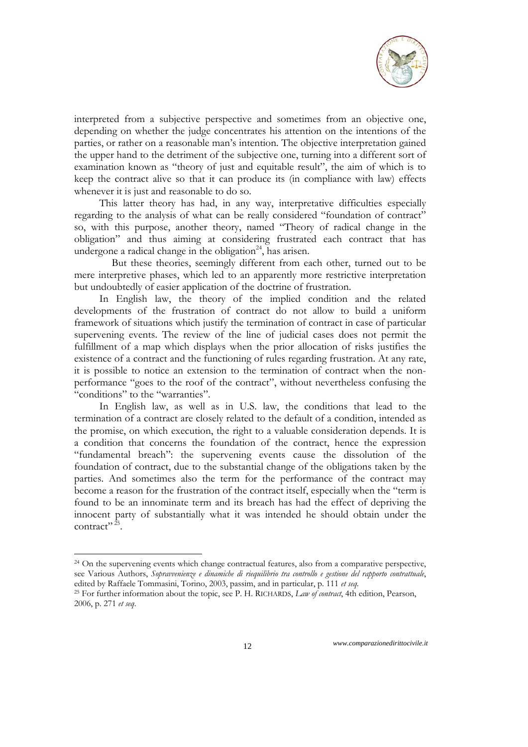interpreted from a subjective perspective and sometimes from an objective one, depending on whether the judge concentrates his attention on the intentions of the parties, or rather on a reasonable man's intention. The objective interpretation gained the upper hand to the detriment of the subjective one, turning into a different sort of examination known as "theory of just and equitable result", the aim of which is to keep the contract alive so that it can produce its (in compliance with law) effects whenever it is just and reasonable to do so.

This latter theory has had, in any way, interpretative difficulties especially regarding to the analysis of what can be really considered "foundation of contract" so, with this purpose, another theory, named "Theory of radical change in the obligation" and thus aiming at considering frustrated each contract that has undergone a radical change in the obligation[24], has arisen.

But these theories, seemingly different from each other, turned out to be mere interpretive phases, which led to an apparently more restrictive interpretation but undoubtedly of easier application of the doctrine of frustration.

In English law, the theory of the implied condition and the related developments of the frustration of contract do not allow to build a uniform framework of situations which justify the termination of contract in case of particular supervening events. The review of the line of judicial cases does not permit the fulfillment of a map which displays when the prior allocation of risks justifies the existence of a contract and the functioning of rules regarding frustration. At any rate, it is possible to notice an extension to the termination of contract when the non-performance "goes to the roof of the contract", without nevertheless confusing the "conditions" to the "warranties".

In English law, as well as in U.S. law, the conditions that lead to the termination of a contract are closely related to the default of a condition, intended as the promise, on which execution, the right to a valuable consideration depends. It is a condition that concerns the foundation of the contract, hence the expression "fundamental breach": the supervening events cause the dissolution of the foundation of contract, due to the substantial change of the obligations taken by the parties. And sometimes also the term for the performance of the contract may become a reason for the frustration of the contract itself, especially when the "term is found to be an innominate term and its breach has had the effect of depriving the innocent party of substantially what it was intended he should obtain under the contract"[25].

---

[24] On the supervening events which change contractual features, also from a comparative perspective, see Various Authors, *Sopravvenienze e dinamiche di riequilibrio tra controllo e gestione del rapporto contrattuale*, edited by Raffaele Tommasini, Torino, 2003, passim, and in particular, p. 111 *et seq*.

[25] For further information about the topic, see P. H. RICHARDS, *Law of contract*, 4th edition, Pearson, 2006, p. 271 *et seq*.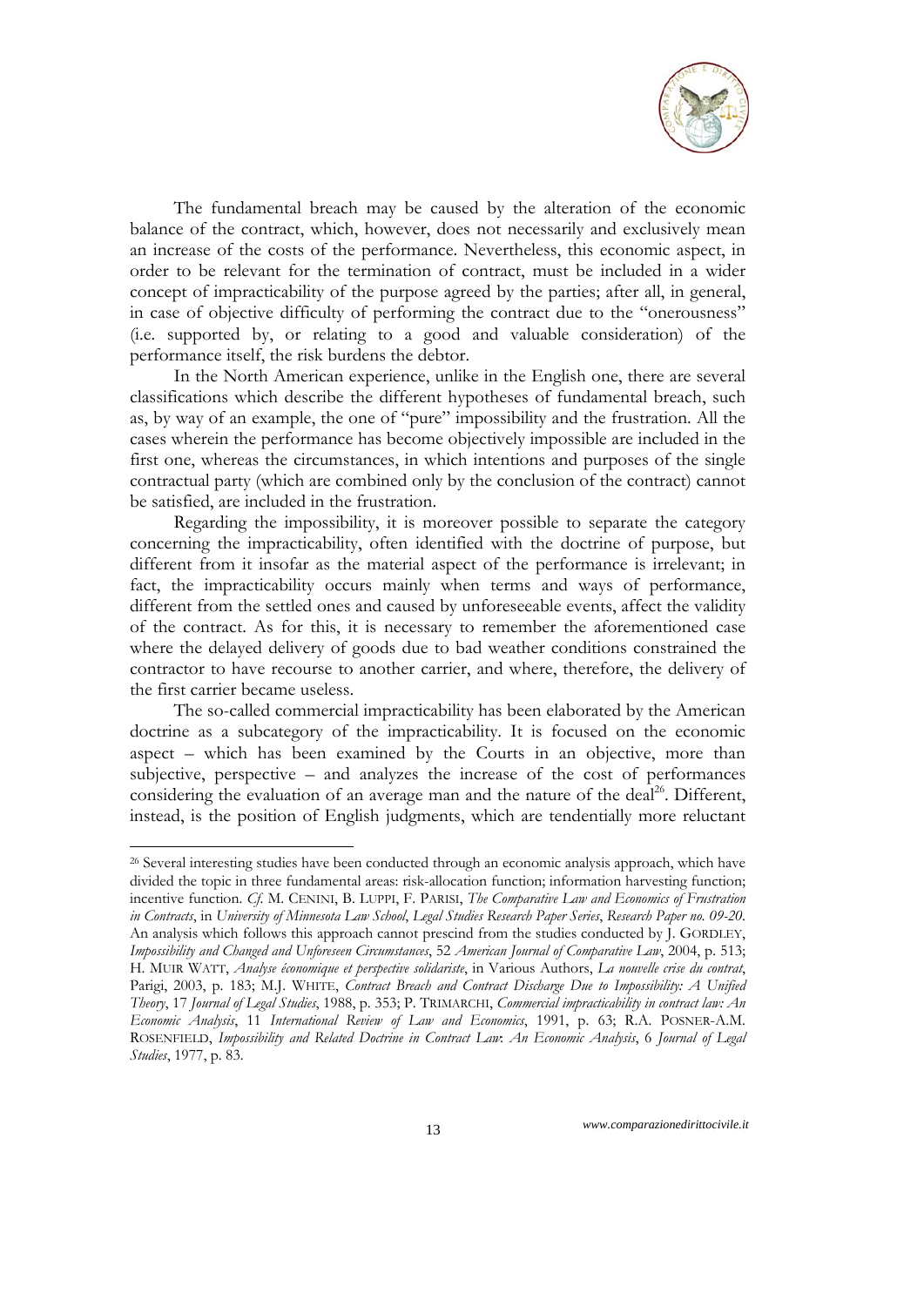The fundamental breach may be caused by the alteration of the economic balance of the contract, which, however, does not necessarily and exclusively mean an increase of the costs of the performance. Nevertheless, this economic aspect, in order to be relevant for the termination of contract, must be included in a wider concept of impracticability of the purpose agreed by the parties; after all, in general, in case of objective difficulty of performing the contract due to the "onerousness" (i.e. supported by, or relating to a good and valuable consideration) of the performance itself, the risk burdens the debtor.

In the North American experience, unlike in the English one, there are several classifications which describe the different hypotheses of fundamental breach, such as, by way of an example, the one of "pure" impossibility and the frustration. All the cases wherein the performance has become objectively impossible are included in the first one, whereas the circumstances, in which intentions and purposes of the single contractual party (which are combined only by the conclusion of the contract) cannot be satisfied, are included in the frustration.

Regarding the impossibility, it is moreover possible to separate the category concerning the impracticability, often identified with the doctrine of purpose, but different from it insofar as the material aspect of the performance is irrelevant; in fact, the impracticability occurs mainly when terms and ways of performance, different from the settled ones and caused by unforeseeable events, affect the validity of the contract. As for this, it is necessary to remember the aforementioned case where the delayed delivery of goods due to bad weather conditions constrained the contractor to have recourse to another carrier, and where, therefore, the delivery of the first carrier became useless.

The so-called commercial impracticability has been elaborated by the American doctrine as a subcategory of the impracticability. It is focused on the economic aspect – which has been examined by the Courts in an objective, more than subjective, perspective – and analyzes the increase of the cost of performances considering the evaluation of an average man and the nature of the deal[26]. Different, instead, is the position of English judgments, which are tendentially more reluctant

[26] Several interesting studies have been conducted through an economic analysis approach, which have divided the topic in three fundamental areas: risk-allocation function; information harvesting function; incentive function. *Cf.* M. CENINI, B. LUPPI, F. PARISI, *The Comparative Law and Economics of Frustration in Contracts*, in *University of Minnesota Law School*, *Legal Studies Research Paper Series*, *Research Paper no. 09-20*. An analysis which follows this approach cannot prescind from the studies conducted by J. GORDLEY, *Impossibility and Changed and Unforeseen Circumstances*, 52 *American Journal of Comparative Law*, 2004, p. 513; H. MUIR WATT, *Analyse économique et perspective solidariste*, in Various Authors, *La nouvelle crise du contrat*, Parigi, 2003, p. 183; M.J. WHITE, *Contract Breach and Contract Discharge Due to Impossibility: A Unified Theory*, 17 *Journal of Legal Studies*, 1988, p. 353; P. TRIMARCHI, *Commercial impracticability in contract law: An Economic Analysis*, 11 *International Review of Law and Economics*, 1991, p. 63; R.A. POSNER-A.M. ROSENFIELD, *Impossibility and Related Doctrine in Contract Law: An Economic Analysis*, 6 *Journal of Legal Studies*, 1977, p. 83.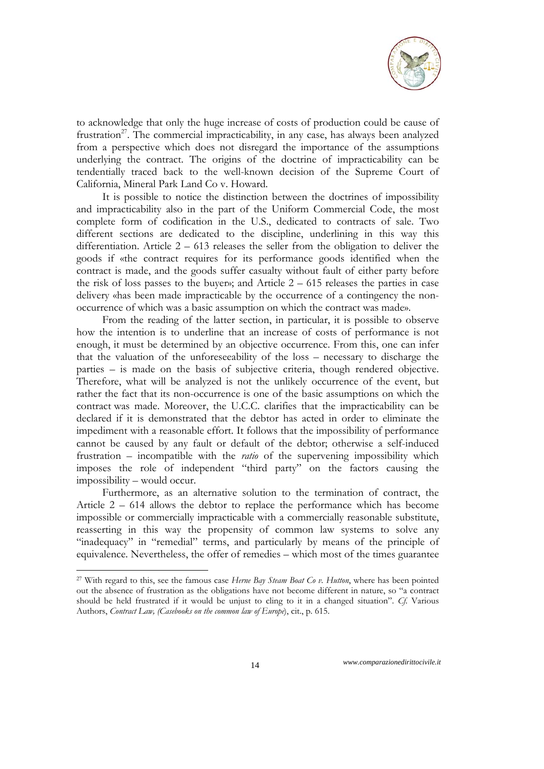to acknowledge that only the huge increase of costs of production could be cause of frustration[27]. The commercial impracticability, in any case, has always been analyzed from a perspective which does not disregard the importance of the assumptions underlying the contract. The origins of the doctrine of impracticability can be tendentially traced back to the well-known decision of the Supreme Court of California, Mineral Park Land Co v. Howard.

It is possible to notice the distinction between the doctrines of impossibility and impracticability also in the part of the Uniform Commercial Code, the most complete form of codification in the U.S., dedicated to contracts of sale. Two different sections are dedicated to the discipline, underlining in this way this differentiation. Article 2 – 613 releases the seller from the obligation to deliver the goods if «the contract requires for its performance goods identified when the contract is made, and the goods suffer casualty without fault of either party before the risk of loss passes to the buyer»; and Article 2 – 615 releases the parties in case delivery «has been made impracticable by the occurrence of a contingency the non-occurrence of which was a basic assumption on which the contract was made».

From the reading of the latter section, in particular, it is possible to observe how the intention is to underline that an increase of costs of performance is not enough, it must be determined by an objective occurrence. From this, one can infer that the valuation of the unforeseeability of the loss – necessary to discharge the parties – is made on the basis of subjective criteria, though rendered objective. Therefore, what will be analyzed is not the unlikely occurrence of the event, but rather the fact that its non-occurrence is one of the basic assumptions on which the contract was made. Moreover, the U.C.C. clarifies that the impracticability can be declared if it is demonstrated that the debtor has acted in order to eliminate the impediment with a reasonable effort. It follows that the impossibility of performance cannot be caused by any fault or default of the debtor; otherwise a self-induced frustration – incompatible with the *ratio* of the supervening impossibility which imposes the role of independent "third party" on the factors causing the impossibility – would occur.

Furthermore, as an alternative solution to the termination of contract, the Article 2 – 614 allows the debtor to replace the performance which has become impossible or commercially impracticable with a commercially reasonable substitute, reasserting in this way the propensity of common law systems to solve any "inadequacy" in "remedial" terms, and particularly by means of the principle of equivalence. Nevertheless, the offer of remedies – which most of the times guarantee

---

[27] With regard to this, see the famous case *Herne Bay Steam Boat Co v. Hutton*, where has been pointed out the absence of frustration as the obligations have not become different in nature, so "a contract should be held frustrated if it would be unjust to cling to it in a changed situation". *Cf.* Various Authors, *Contract Law, (Casebooks on the common law of Europe)*, cit., p. 615.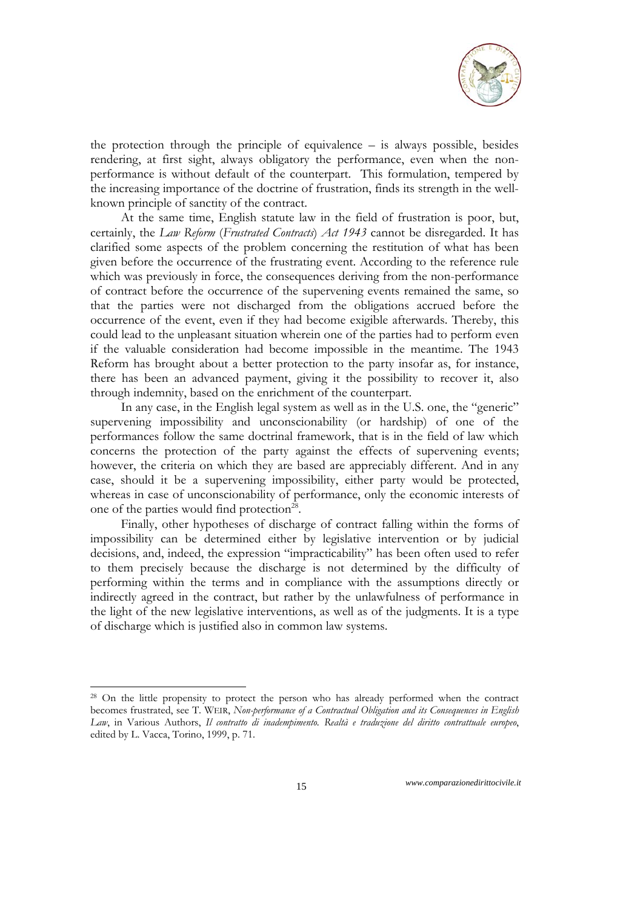the protection through the principle of equivalence – is always possible, besides rendering, at first sight, always obligatory the performance, even when the non-performance is without default of the counterpart. This formulation, tempered by the increasing importance of the doctrine of frustration, finds its strength in the well-known principle of sanctity of the contract.

At the same time, English statute law in the field of frustration is poor, but, certainly, the *Law Reform* (*Frustrated Contracts*) *Act 1943* cannot be disregarded. It has clarified some aspects of the problem concerning the restitution of what has been given before the occurrence of the frustrating event. According to the reference rule which was previously in force, the consequences deriving from the non-performance of contract before the occurrence of the supervening events remained the same, so that the parties were not discharged from the obligations accrued before the occurrence of the event, even if they had become exigible afterwards. Thereby, this could lead to the unpleasant situation wherein one of the parties had to perform even if the valuable consideration had become impossible in the meantime. The 1943 Reform has brought about a better protection to the party insofar as, for instance, there has been an advanced payment, giving it the possibility to recover it, also through indemnity, based on the enrichment of the counterpart.

In any case, in the English legal system as well as in the U.S. one, the "generic" supervening impossibility and unconscionability (or hardship) of one of the performances follow the same doctrinal framework, that is in the field of law which concerns the protection of the party against the effects of supervening events; however, the criteria on which they are based are appreciably different. And in any case, should it be a supervening impossibility, either party would be protected, whereas in case of unconscionability of performance, only the economic interests of one of the parties would find protection[28].

Finally, other hypotheses of discharge of contract falling within the forms of impossibility can be determined either by legislative intervention or by judicial decisions, and, indeed, the expression "impracticability" has been often used to refer to them precisely because the discharge is not determined by the difficulty of performing within the terms and in compliance with the assumptions directly or indirectly agreed in the contract, but rather by the unlawfulness of performance in the light of the new legislative interventions, as well as of the judgments. It is a type of discharge which is justified also in common law systems.

---

[28] On the little propensity to protect the person who has already performed when the contract becomes frustrated, see T. WEIR, *Non-performance of a Contractual Obligation and its Consequences in English Law*, in Various Authors, *Il contratto di inadempimento. Realtà e traduzione del diritto contrattuale europeo*, edited by L. Vacca, Torino, 1999, p. 71.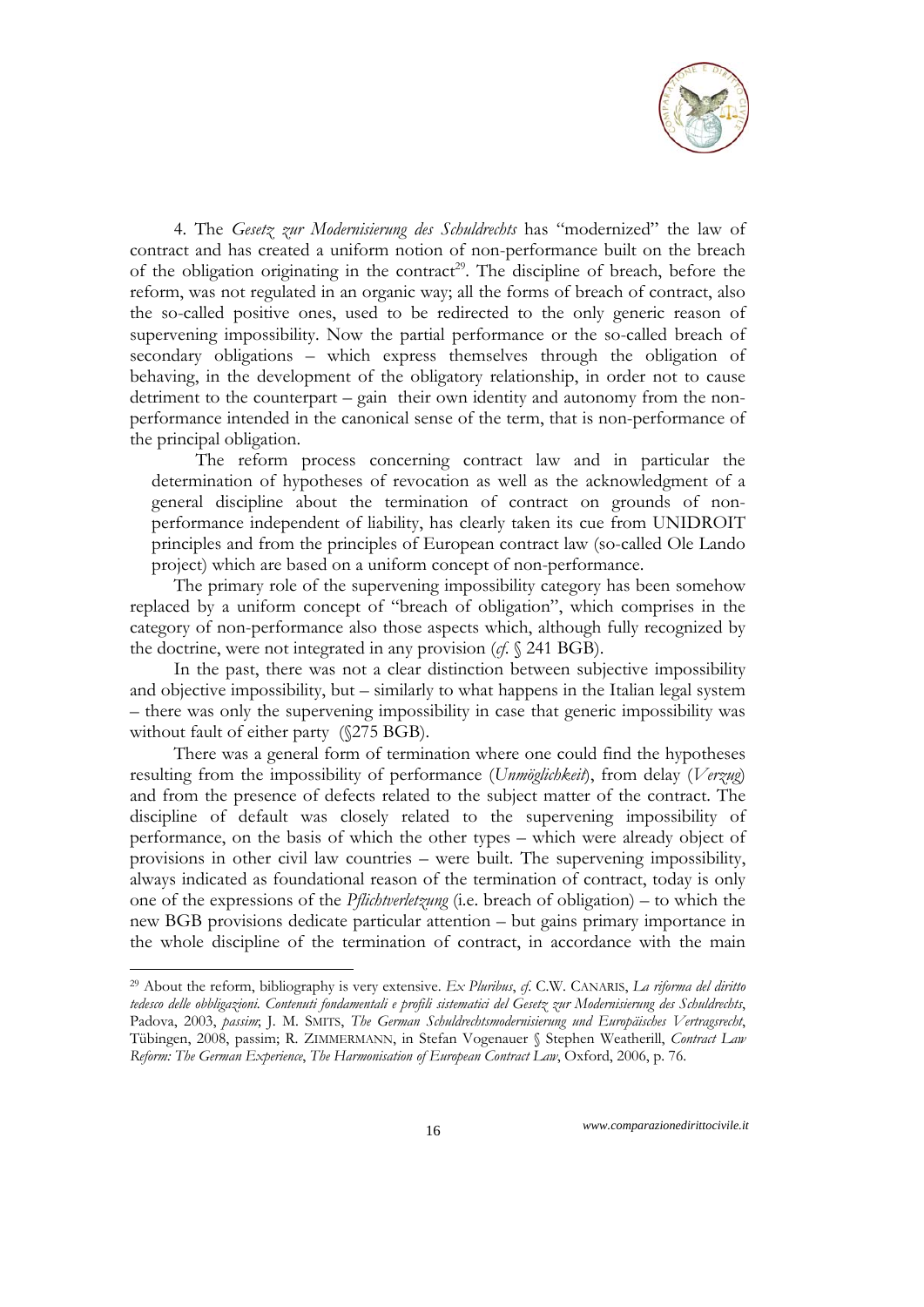4. The *Gesetz zur Modernisierung des Schuldrechts* has "modernized" the law of contract and has created a uniform notion of non-performance built on the breach of the obligation originating in the contract[29]. The discipline of breach, before the reform, was not regulated in an organic way; all the forms of breach of contract, also the so-called positive ones, used to be redirected to the only generic reason of supervening impossibility. Now the partial performance or the so-called breach of secondary obligations – which express themselves through the obligation of behaving, in the development of the obligatory relationship, in order not to cause detriment to the counterpart – gain their own identity and autonomy from the non-performance intended in the canonical sense of the term, that is non-performance of the principal obligation.

The reform process concerning contract law and in particular the determination of hypotheses of revocation as well as the acknowledgment of a general discipline about the termination of contract on grounds of non-performance independent of liability, has clearly taken its cue from UNIDROIT principles and from the principles of European contract law (so-called Ole Lando project) which are based on a uniform concept of non-performance.

The primary role of the supervening impossibility category has been somehow replaced by a uniform concept of "breach of obligation", which comprises in the category of non-performance also those aspects which, although fully recognized by the doctrine, were not integrated in any provision (*cf.* § 241 BGB).

In the past, there was not a clear distinction between subjective impossibility and objective impossibility, but – similarly to what happens in the Italian legal system – there was only the supervening impossibility in case that generic impossibility was without fault of either party (§275 BGB).

There was a general form of termination where one could find the hypotheses resulting from the impossibility of performance (*Unmöglichkeit*), from delay (*Verzug*) and from the presence of defects related to the subject matter of the contract. The discipline of default was closely related to the supervening impossibility of performance, on the basis of which the other types – which were already object of provisions in other civil law countries – were built. The supervening impossibility, always indicated as foundational reason of the termination of contract, today is only one of the expressions of the *Pflichtverletzung* (i.e. breach of obligation) – to which the new BGB provisions dedicate particular attention – but gains primary importance in the whole discipline of the termination of contract, in accordance with the main

---

[29] About the reform, bibliography is very extensive. *Ex Pluribus*, *cf.* C.W. CANARIS, *La riforma del diritto tedesco delle obbligazioni. Contenuti fondamentali e profili sistematici del Gesetz zur Modernisierung des Schuldrechts*, Padova, 2003, *passim*; J. M. SMITS, *The German Schuldrechtsmodernisierung und Europäisches Vertragsrecht*, Tübingen, 2008, passim; R. ZIMMERMANN, in Stefan Vogenauer § Stephen Weatherill, *Contract Law Reform: The German Experience*, *The Harmonisation of European Contract Law*, Oxford, 2006, p. 76.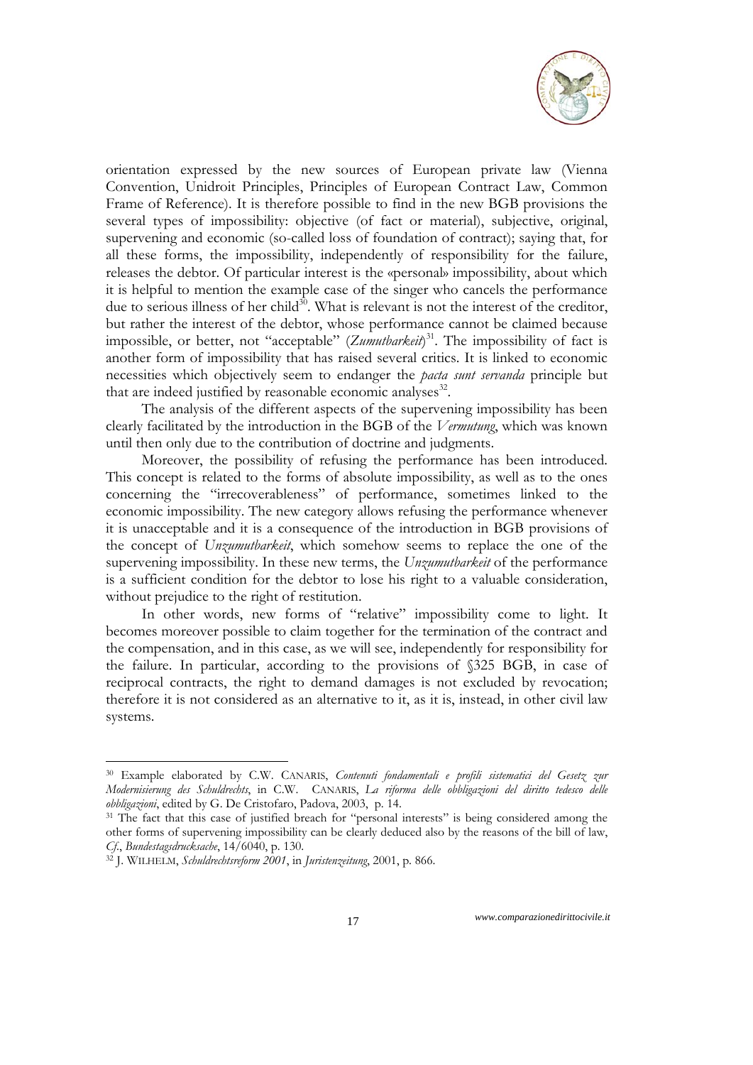orientation expressed by the new sources of European private law (Vienna Convention, Unidroit Principles, Principles of European Contract Law, Common Frame of Reference). It is therefore possible to find in the new BGB provisions the several types of impossibility: objective (of fact or material), subjective, original, supervening and economic (so-called loss of foundation of contract); saying that, for all these forms, the impossibility, independently of responsibility for the failure, releases the debtor. Of particular interest is the «personal» impossibility, about which it is helpful to mention the example case of the singer who cancels the performance due to serious illness of her child[30]. What is relevant is not the interest of the creditor, but rather the interest of the debtor, whose performance cannot be claimed because impossible, or better, not "acceptable" (*Zumutbarkeit*)[31]. The impossibility of fact is another form of impossibility that has raised several critics. It is linked to economic necessities which objectively seem to endanger the *pacta sunt servanda* principle but that are indeed justified by reasonable economic analyses[32].

The analysis of the different aspects of the supervening impossibility has been clearly facilitated by the introduction in the BGB of the *Vermutung*, which was known until then only due to the contribution of doctrine and judgments.

Moreover, the possibility of refusing the performance has been introduced. This concept is related to the forms of absolute impossibility, as well as to the ones concerning the "irrecoverableness" of performance, sometimes linked to the economic impossibility. The new category allows refusing the performance whenever it is unacceptable and it is a consequence of the introduction in BGB provisions of the concept of *Unzumutbarkeit*, which somehow seems to replace the one of the supervening impossibility. In these new terms, the *Unzumutbarkeit* of the performance is a sufficient condition for the debtor to lose his right to a valuable consideration, without prejudice to the right of restitution.

In other words, new forms of "relative" impossibility come to light. It becomes moreover possible to claim together for the termination of the contract and the compensation, and in this case, as we will see, independently for responsibility for the failure. In particular, according to the provisions of §325 BGB, in case of reciprocal contracts, the right to demand damages is not excluded by revocation; therefore it is not considered as an alternative to it, as it is, instead, in other civil law systems.

---

[30] Example elaborated by C.W. CANARIS, *Contenuti fondamentali e profili sistematici del Gesetz zur Modernisierung des Schuldrechts*, in C.W. CANARIS, *La riforma delle obbligazioni del diritto tedesco delle obbligazioni*, edited by G. De Cristofaro, Padova, 2003, p. 14.

[31] The fact that this case of justified breach for "personal interests" is being considered among the other forms of supervening impossibility can be clearly deduced also by the reasons of the bill of law, *Cf.*, *Bundestagsdrucksache*, 14/6040, p. 130.

[32] J. WILHELM, *Schuldrechtsreform 2001*, in *Juristenzeitung*, 2001, p. 866.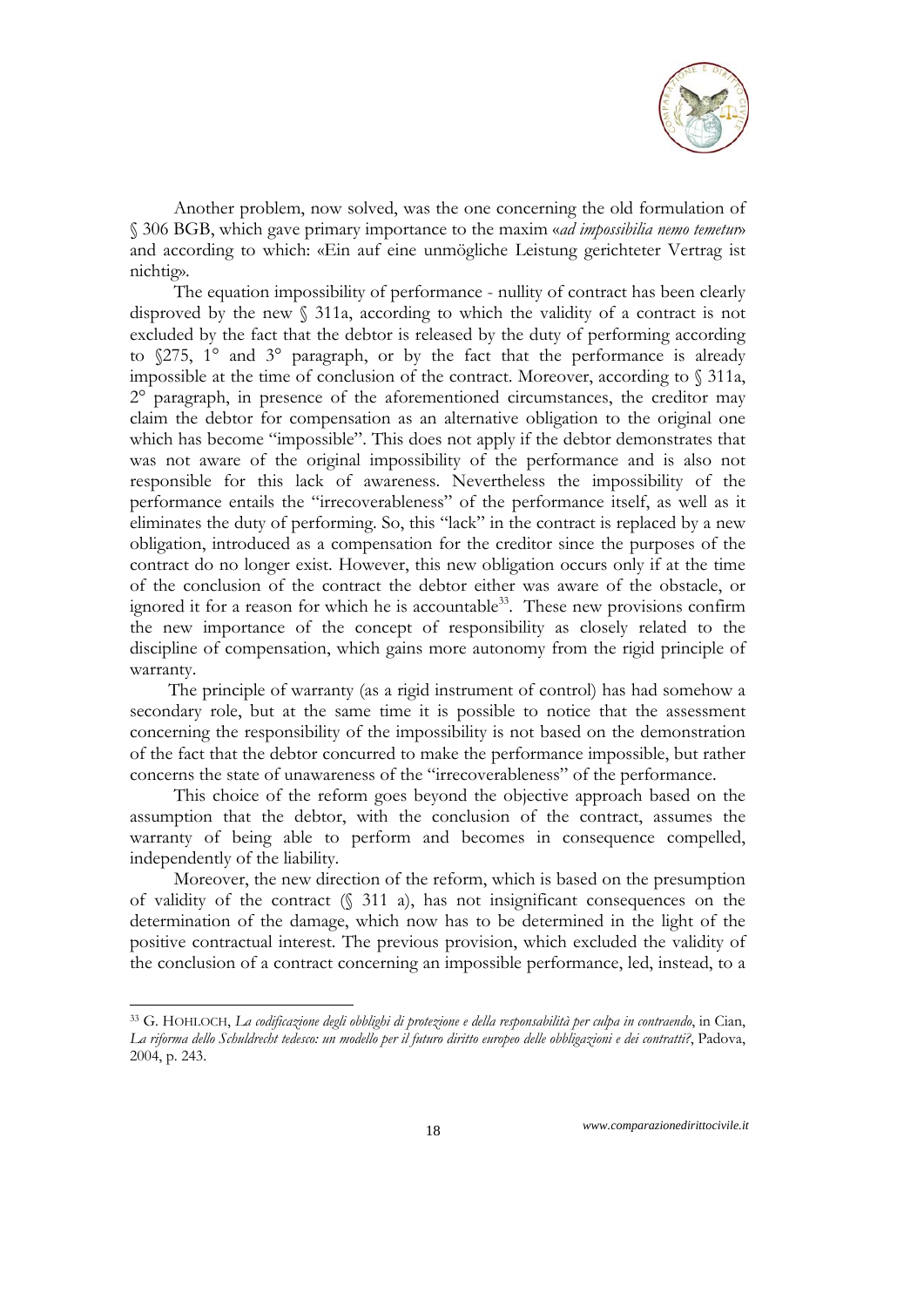Another problem, now solved, was the one concerning the old formulation of § 306 BGB, which gave primary importance to the maxim «*ad impossibilia nemo temetur*» and according to which: «Ein auf eine unmögliche Leistung gerichteter Vertrag ist nichtig».

The equation impossibility of performance - nullity of contract has been clearly disproved by the new § 311a, according to which the validity of a contract is not excluded by the fact that the debtor is released by the duty of performing according to §275, 1° and 3° paragraph, or by the fact that the performance is already impossible at the time of conclusion of the contract. Moreover, according to § 311a, 2° paragraph, in presence of the aforementioned circumstances, the creditor may claim the debtor for compensation as an alternative obligation to the original one which has become "impossible". This does not apply if the debtor demonstrates that was not aware of the original impossibility of the performance and is also not responsible for this lack of awareness. Nevertheless the impossibility of the performance entails the "irrecoverableness" of the performance itself, as well as it eliminates the duty of performing. So, this "lack" in the contract is replaced by a new obligation, introduced as a compensation for the creditor since the purposes of the contract do no longer exist. However, this new obligation occurs only if at the time of the conclusion of the contract the debtor either was aware of the obstacle, or ignored it for a reason for which he is accountable[33]. These new provisions confirm the new importance of the concept of responsibility as closely related to the discipline of compensation, which gains more autonomy from the rigid principle of warranty.

The principle of warranty (as a rigid instrument of control) has had somehow a secondary role, but at the same time it is possible to notice that the assessment concerning the responsibility of the impossibility is not based on the demonstration of the fact that the debtor concurred to make the performance impossible, but rather concerns the state of unawareness of the "irrecoverableness" of the performance.

This choice of the reform goes beyond the objective approach based on the assumption that the debtor, with the conclusion of the contract, assumes the warranty of being able to perform and becomes in consequence compelled, independently of the liability.

Moreover, the new direction of the reform, which is based on the presumption of validity of the contract (§ 311 a), has not insignificant consequences on the determination of the damage, which now has to be determined in the light of the positive contractual interest. The previous provision, which excluded the validity of the conclusion of a contract concerning an impossible performance, led, instead, to a

---

[33] G. HOHLOCH, *La codificazione degli obblighi di protezione e della responsabilità per culpa in contraendo*, in Cian, *La riforma dello Schuldrecht tedesco: un modello per il futuro diritto europeo delle obbligazioni e dei contratti?*, Padova, 2004, p. 243.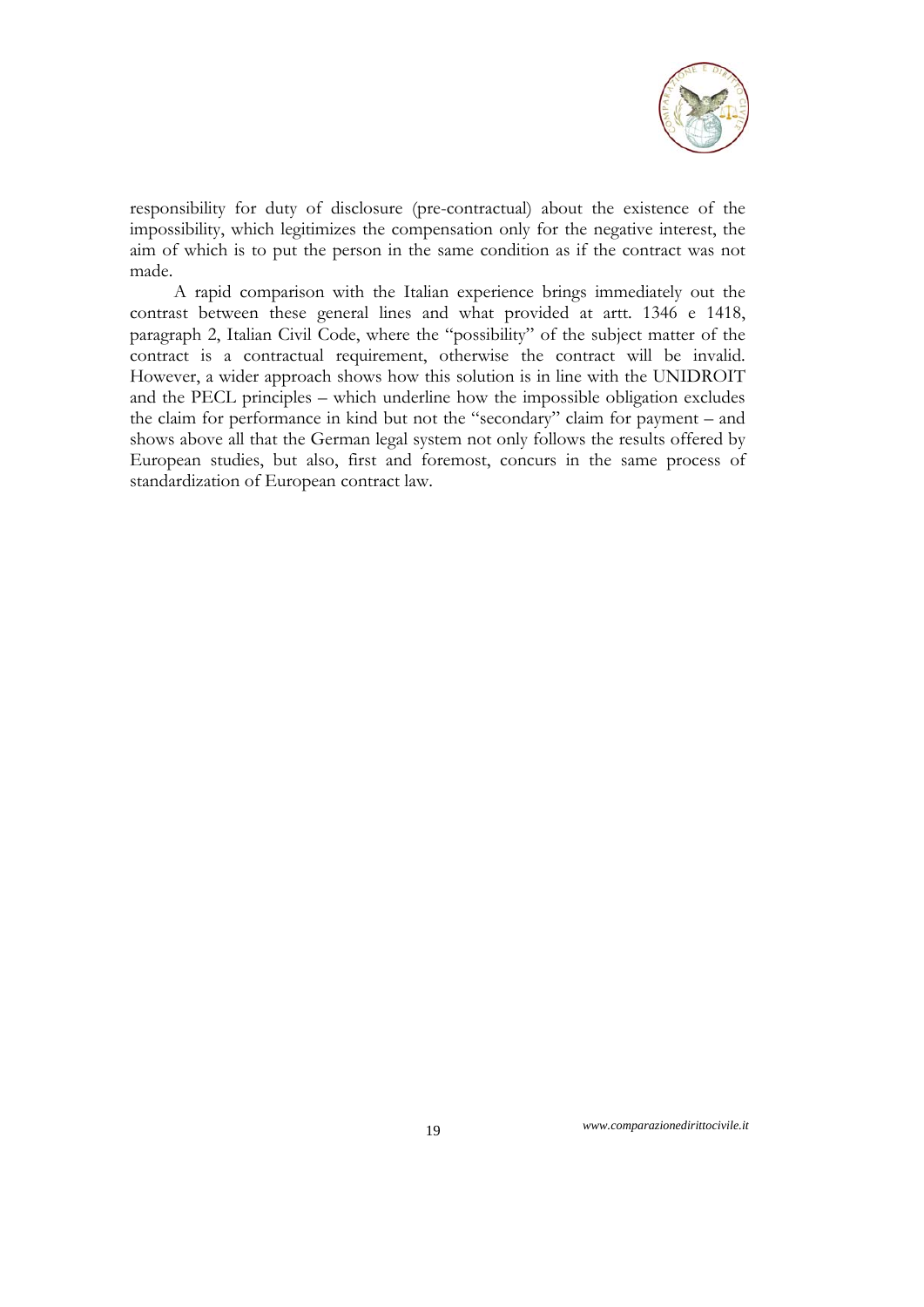responsibility for duty of disclosure (pre-contractual) about the existence of the impossibility, which legitimizes the compensation only for the negative interest, the aim of which is to put the person in the same condition as if the contract was not made.

A rapid comparison with the Italian experience brings immediately out the contrast between these general lines and what provided at artt. 1346 e 1418, paragraph 2, Italian Civil Code, where the "possibility" of the subject matter of the contract is a contractual requirement, otherwise the contract will be invalid. However, a wider approach shows how this solution is in line with the UNIDROIT and the PECL principles – which underline how the impossible obligation excludes the claim for performance in kind but not the "secondary" claim for payment – and shows above all that the German legal system not only follows the results offered by European studies, but also, first and foremost, concurs in the same process of standardization of European contract law.